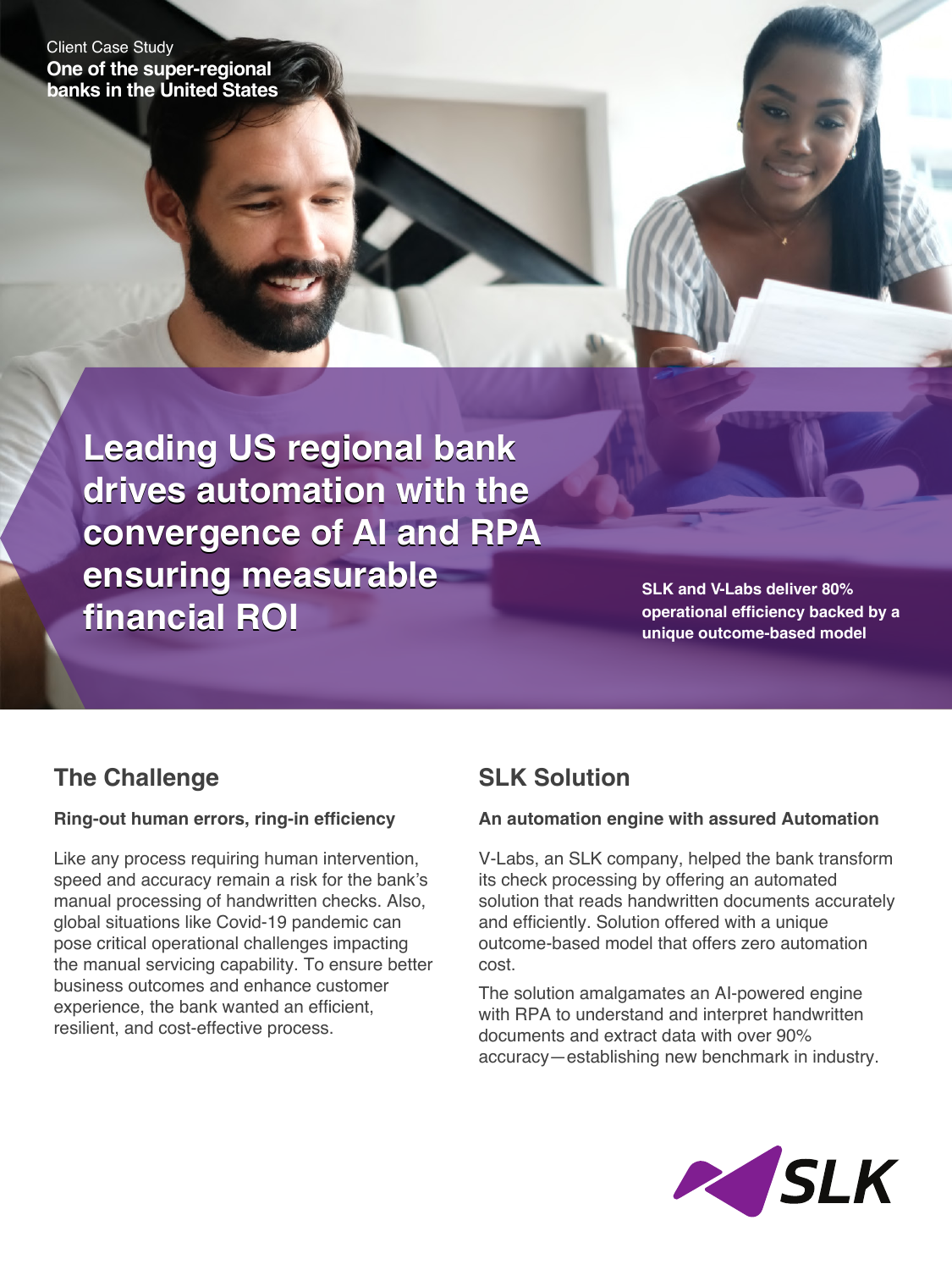Client Case Study

**One of the super-regional banks in the United States**

# Leading US regional bank drives automation with the convergence of AI and RPA ensuring measurable financial ROI

**SLK and V-Labs deliver 80% operational efficiency backed by a unique outcome-based model**

## The Challenge

**Ring-out human errors, ring-in efficiency**

Like any process requiring human intervention, speed and accuracy remain a risk for the bank's manual processing of handwritten checks. Also, global situations like Covid-19 pandemic can pose critical operational challenges impacting the manual servicing capability. To ensure better business outcomes and enhance customer experience, the bank wanted an efficient, resilient, and cost-effective process.

## SLK Solution

**An automation engine with assured Automation**

V-Labs, an SLK company, helped the bank transform its check processing by offering an automated solution that reads handwritten documents accurately and efficiently. Solution offered with a unique outcome-based model that offers zero automation cost.

The solution amalgamates an AI-powered engine with RPA to understand and interpret handwritten documents and extract data with over 90% accuracy—establishing new benchmark in industry.

SLK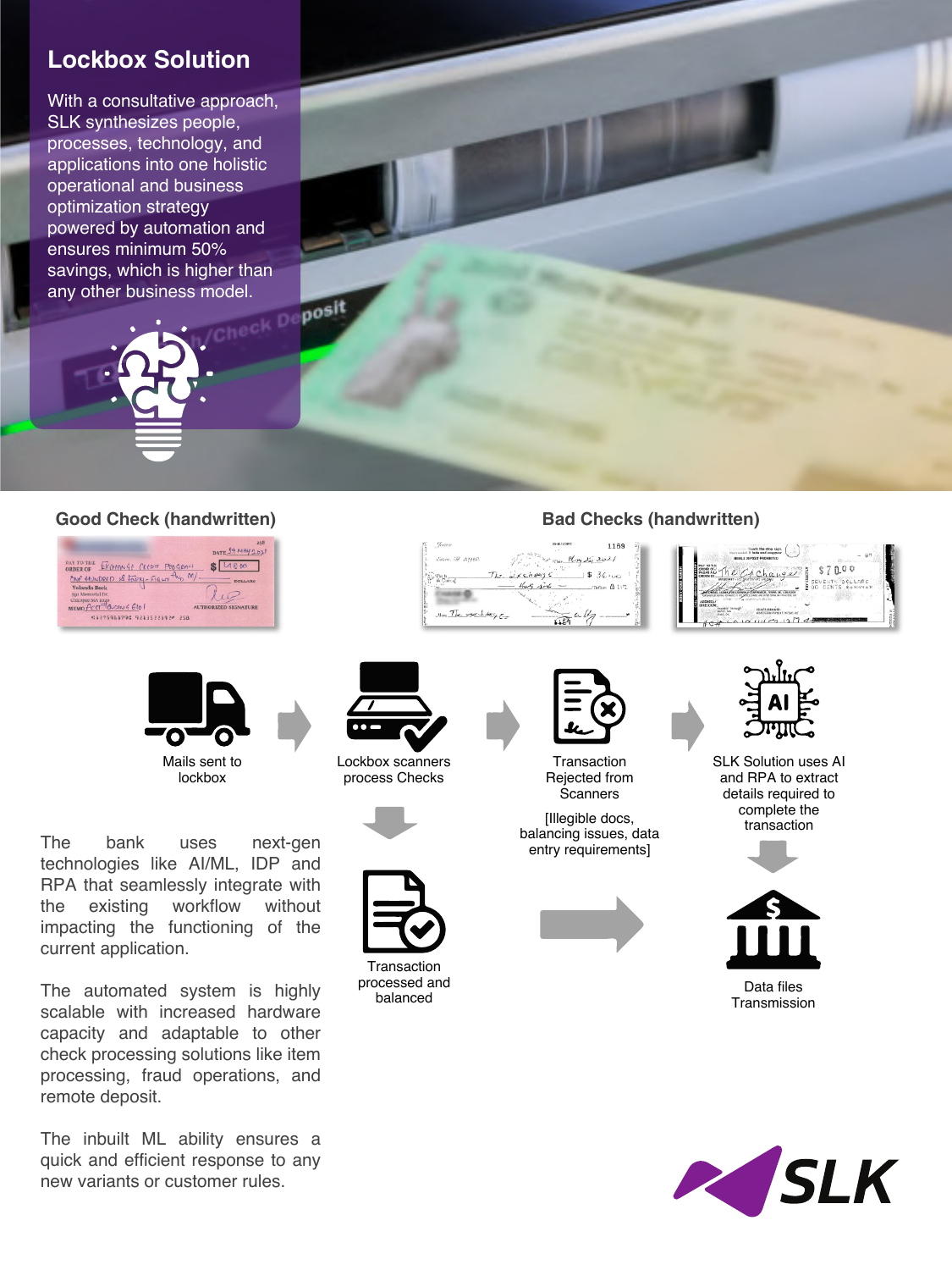## Lockbox Solution

With a consultative approach, SLK synthesizes people, processes, technology, and applications into one holistic operational and business optimization strategy powered by automation and ensures minimum 50% savings, which is higher than any other business model.

**Good Check (handwritten)**

**Bad Checks (handwritten)**

Mails sent to lockbox

Lockbox scanners process Checks

Transaction Rejected from Scanners

[Illegible docs, balancing issues, data entry requirements]

SLK Solution uses AI and RPA to extract details required to complete the transaction

Transaction processed and balanced

Data files Transmission

The bank uses next-gen technologies like AI/ML, IDP and RPA that seamlessly integrate with the existing workflow without impacting the functioning of the current application.

The automated system is highly scalable with increased hardware capacity and adaptable to other check processing solutions like item processing, fraud operations, and remote deposit.

The inbuilt ML ability ensures a quick and efficient response to any new variants or customer rules.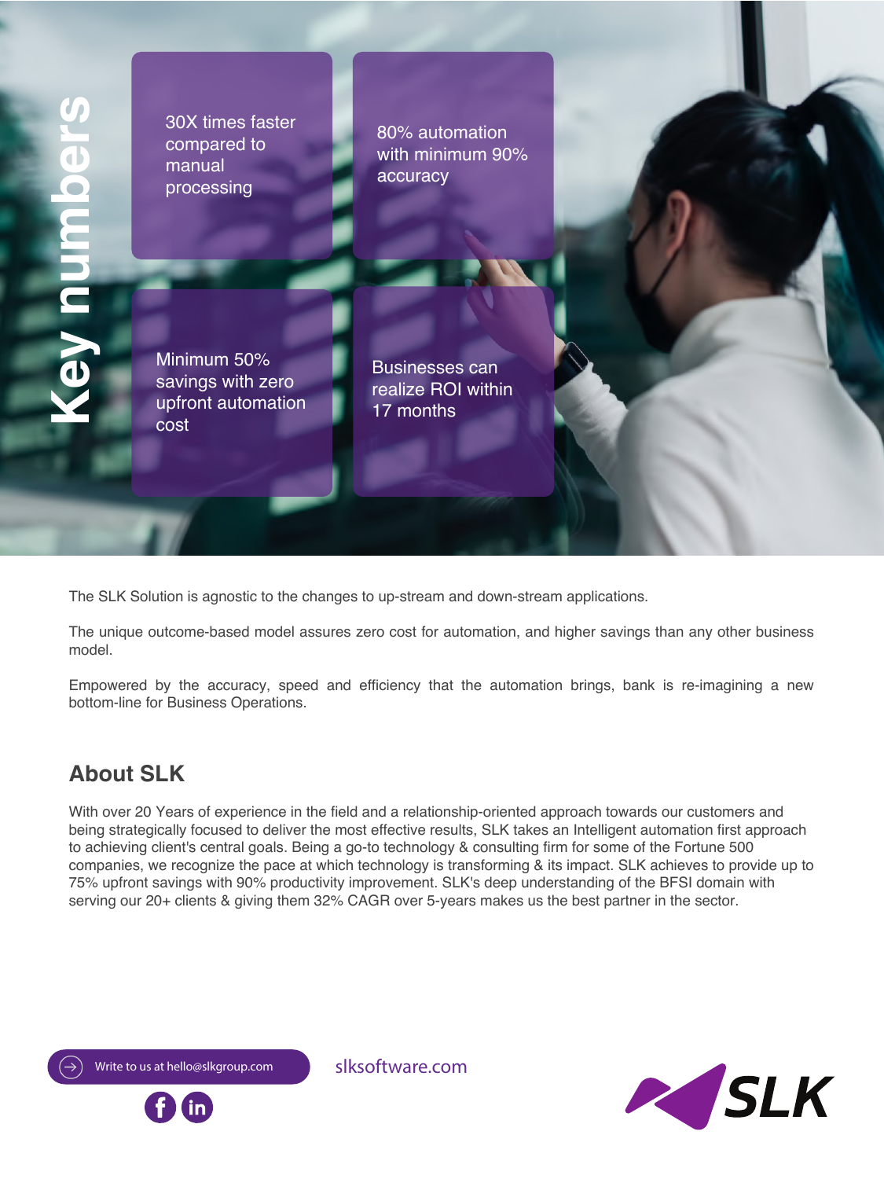## Key numbers

30X times faster compared to manual processing

80% automation with minimum 90% accuracy

Minimum 50% savings with zero upfront automation cost

Businesses can realize ROI within 17 months

The SLK Solution is agnostic to the changes to up-stream and down-stream applications.

The unique outcome-based model assures zero cost for automation, and higher savings than any other business model.

Empowered by the accuracy, speed and efficiency that the automation brings, bank is re-imagining a new bottom-line for Business Operations.

## About SLK

With over 20 Years of experience in the field and a relationship-oriented approach towards our customers and being strategically focused to deliver the most effective results, SLK takes an Intelligent automation first approach to achieving client's central goals. Being a go-to technology & consulting firm for some of the Fortune 500 companies, we recognize the pace at which technology is transforming & its impact. SLK achieves to provide up to 75% upfront savings with 90% productivity improvement. SLK's deep understanding of the BFSI domain with serving our 20+ clients & giving them 32% CAGR over 5-years makes us the best partner in the sector.

Write to us at hello@slkgroup.com

slksoftware.com

SLK